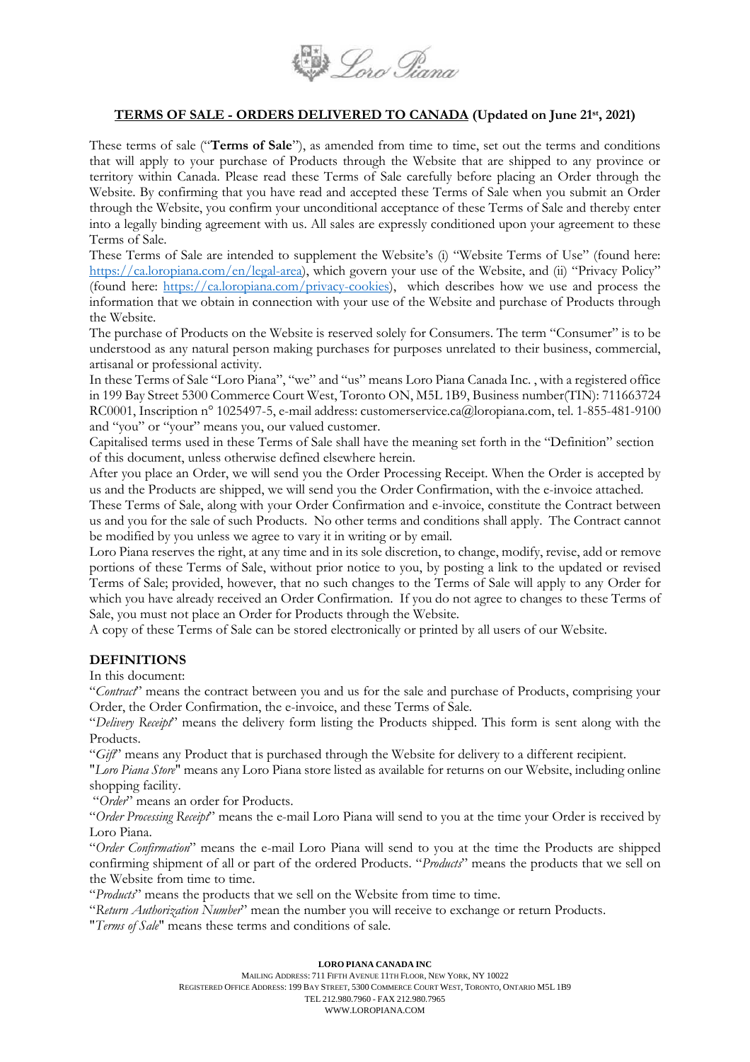## TERMS OF SALE - ORDERS DELIVERED TO CANADA (Updated on June 21st, 2021)

These terms of sale ("**Terms of Sale**"), as amended from time to time, set out the terms and conditions that will apply to your purchase of Products through the Website that are shipped to any province or territory within Canada. Please read these Terms of Sale carefully before placing an Order through the Website. By confirming that you have read and accepted these Terms of Sale when you submit an Order through the Website, you confirm your unconditional acceptance of these Terms of Sale and thereby enter into a legally binding agreement with us. All sales are expressly conditioned upon your agreement to these Terms of Sale.

These Terms of Sale are intended to supplement the Website's (i) "Website Terms of Use" (found here: https://ca.loropiana.com/en/legal-area), which govern your use of the Website, and (ii) "Privacy Policy" (found here: https://ca.loropiana.com/privacy-cookies), which describes how we use and process the information that we obtain in connection with your use of the Website and purchase of Products through the Website.

The purchase of Products on the Website is reserved solely for Consumers. The term "Consumer" is to be understood as any natural person making purchases for purposes unrelated to their business, commercial, artisanal or professional activity.

In these Terms of Sale "Loro Piana", "we" and "us" means Loro Piana Canada Inc. , with a registered office in 199 Bay Street 5300 Commerce Court West, Toronto ON, M5L 1B9, Business number(TIN): 711663724 RC0001, Inscription n° 1025497-5, e-mail address: customerservice.ca@loropiana.com, tel. 1-855-481-9100 and "you" or "your" means you, our valued customer.

Capitalised terms used in these Terms of Sale shall have the meaning set forth in the "Definition" section of this document, unless otherwise defined elsewhere herein.

After you place an Order, we will send you the Order Processing Receipt. When the Order is accepted by us and the Products are shipped, we will send you the Order Confirmation, with the e-invoice attached.

These Terms of Sale, along with your Order Confirmation and e-invoice, constitute the Contract between us and you for the sale of such Products. No other terms and conditions shall apply. The Contract cannot be modified by you unless we agree to vary it in writing or by email.

Loro Piana reserves the right, at any time and in its sole discretion, to change, modify, revise, add or remove portions of these Terms of Sale, without prior notice to you, by posting a link to the updated or revised Terms of Sale; provided, however, that no such changes to the Terms of Sale will apply to any Order for which you have already received an Order Confirmation. If you do not agree to changes to these Terms of Sale, you must not place an Order for Products through the Website.

A copy of these Terms of Sale can be stored electronically or printed by all users of our Website.

### DEFINITIONS

In this document:

"*Contract*" means the contract between you and us for the sale and purchase of Products, comprising your Order, the Order Confirmation, the e-invoice, and these Terms of Sale.

"*Delivery Receipt*" means the delivery form listing the Products shipped. This form is sent along with the Products.

"*Gift*" means any Product that is purchased through the Website for delivery to a different recipient.

"*Loro Piana Store*" means any Loro Piana store listed as available for returns on our Website, including online shopping facility.

"*Order*" means an order for Products.

"*Order Processing Receipt*" means the e-mail Loro Piana will send to you at the time your Order is received by Loro Piana.

"*Order Confirmation*" means the e-mail Loro Piana will send to you at the time the Products are shipped confirming shipment of all or part of the ordered Products. "*Products*" means the products that we sell on the Website from time to time.

"*Products*" means the products that we sell on the Website from time to time.

"*Return Authorization Number*" mean the number you will receive to exchange or return Products.

"*Terms of Sale*" means these terms and conditions of sale.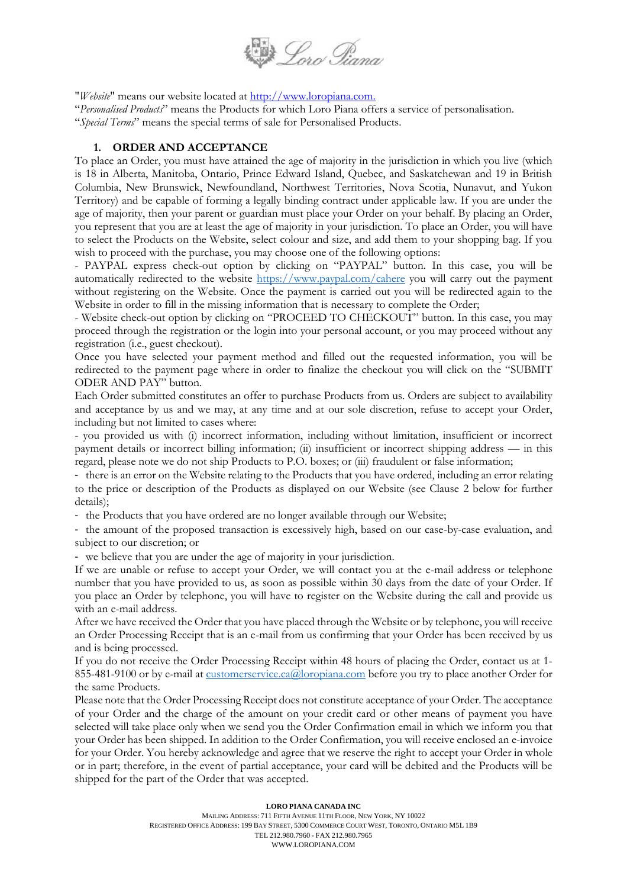"*Website*" means our website located at http://www.loropiana.com.

"*Personalised Products*" means the Products for which Loro Piana offers a service of personalisation.

"*Special Terms*" means the special terms of sale for Personalised Products.

## 1. ORDER AND ACCEPTANCE

To place an Order, you must have attained the age of majority in the jurisdiction in which you live (which is 18 in Alberta, Manitoba, Ontario, Prince Edward Island, Quebec, and Saskatchewan and 19 in British Columbia, New Brunswick, Newfoundland, Northwest Territories, Nova Scotia, Nunavut, and Yukon Territory) and be capable of forming a legally binding contract under applicable law. If you are under the age of majority, then your parent or guardian must place your Order on your behalf. By placing an Order, you represent that you are at least the age of majority in your jurisdiction. To place an Order, you will have to select the Products on the Website, select colour and size, and add them to your shopping bag. If you wish to proceed with the purchase, you may choose one of the following options:

- PAYPAL express check-out option by clicking on "PAYPAL" button. In this case, you will be automatically redirected to the website https://www.paypal.com/cahere you will carry out the payment without registering on the Website. Once the payment is carried out you will be redirected again to the Website in order to fill in the missing information that is necessary to complete the Order;
- Website check-out option by clicking on "PROCEED TO CHECKOUT" button. In this case, you may proceed through the registration or the login into your personal account, or you may proceed without any registration (i.e., guest checkout).

Once you have selected your payment method and filled out the requested information, you will be redirected to the payment page where in order to finalize the checkout you will click on the "SUBMIT ODER AND PAY" button.

Each Order submitted constitutes an offer to purchase Products from us. Orders are subject to availability and acceptance by us and we may, at any time and at our sole discretion, refuse to accept your Order, including but not limited to cases where:

- you provided us with (i) incorrect information, including without limitation, insufficient or incorrect payment details or incorrect billing information; (ii) insufficient or incorrect shipping address — in this regard, please note we do not ship Products to P.O. boxes; or (iii) fraudulent or false information;
- there is an error on the Website relating to the Products that you have ordered, including an error relating to the price or description of the Products as displayed on our Website (see Clause 2 below for further details);
- the Products that you have ordered are no longer available through our Website;
- the amount of the proposed transaction is excessively high, based on our case-by-case evaluation, and subject to our discretion; or
- we believe that you are under the age of majority in your jurisdiction.

If we are unable or refuse to accept your Order, we will contact you at the e-mail address or telephone number that you have provided to us, as soon as possible within 30 days from the date of your Order. If you place an Order by telephone, you will have to register on the Website during the call and provide us with an e-mail address.

After we have received the Order that you have placed through the Website or by telephone, you will receive an Order Processing Receipt that is an e-mail from us confirming that your Order has been received by us and is being processed.

If you do not receive the Order Processing Receipt within 48 hours of placing the Order, contact us at 1-855-481-9100 or by e-mail at customerservice.ca@loropiana.com before you try to place another Order for the same Products.

Please note that the Order Processing Receipt does not constitute acceptance of your Order. The acceptance of your Order and the charge of the amount on your credit card or other means of payment you have selected will take place only when we send you the Order Confirmation email in which we inform you that your Order has been shipped. In addition to the Order Confirmation, you will receive enclosed an e-invoice for your Order. You hereby acknowledge and agree that we reserve the right to accept your Order in whole or in part; therefore, in the event of partial acceptance, your card will be debited and the Products will be shipped for the part of the Order that was accepted.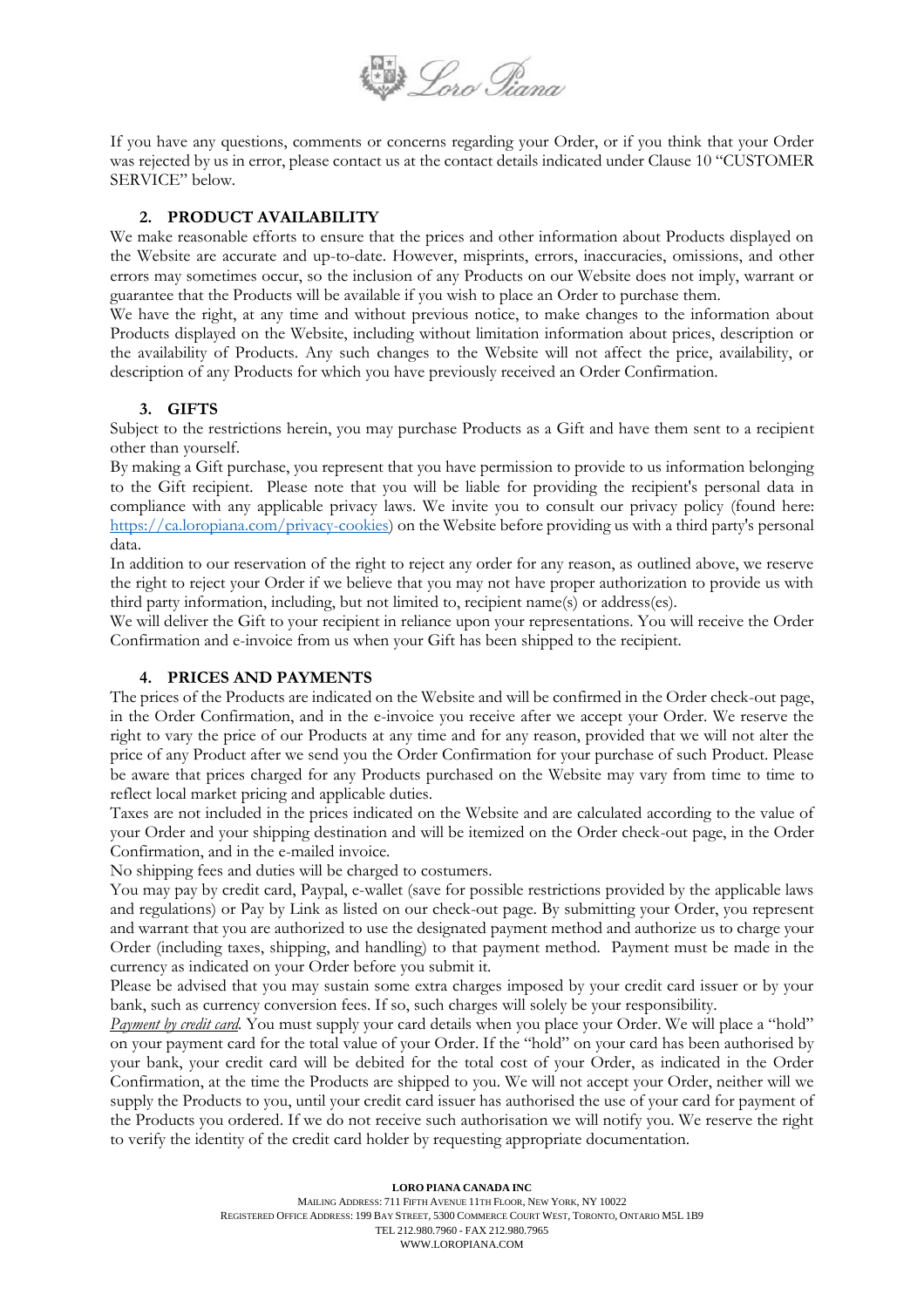If you have any questions, comments or concerns regarding your Order, or if you think that your Order was rejected by us in error, please contact us at the contact details indicated under Clause 10 "CUSTOMER SERVICE" below.

## 2. PRODUCT AVAILABILITY

We make reasonable efforts to ensure that the prices and other information about Products displayed on the Website are accurate and up-to-date. However, misprints, errors, inaccuracies, omissions, and other errors may sometimes occur, so the inclusion of any Products on our Website does not imply, warrant or guarantee that the Products will be available if you wish to place an Order to purchase them.

We have the right, at any time and without previous notice, to make changes to the information about Products displayed on the Website, including without limitation information about prices, description or the availability of Products. Any such changes to the Website will not affect the price, availability, or description of any Products for which you have previously received an Order Confirmation.

## 3. GIFTS

Subject to the restrictions herein, you may purchase Products as a Gift and have them sent to a recipient other than yourself.

By making a Gift purchase, you represent that you have permission to provide to us information belonging to the Gift recipient. Please note that you will be liable for providing the recipient's personal data in compliance with any applicable privacy laws. We invite you to consult our privacy policy (found here: https://ca.loropiana.com/privacy-cookies) on the Website before providing us with a third party's personal data.

In addition to our reservation of the right to reject any order for any reason, as outlined above, we reserve the right to reject your Order if we believe that you may not have proper authorization to provide us with third party information, including, but not limited to, recipient name(s) or address(es).

We will deliver the Gift to your recipient in reliance upon your representations. You will receive the Order Confirmation and e-invoice from us when your Gift has been shipped to the recipient.

## 4. PRICES AND PAYMENTS

The prices of the Products are indicated on the Website and will be confirmed in the Order check-out page, in the Order Confirmation, and in the e-invoice you receive after we accept your Order. We reserve the right to vary the price of our Products at any time and for any reason, provided that we will not alter the price of any Product after we send you the Order Confirmation for your purchase of such Product. Please be aware that prices charged for any Products purchased on the Website may vary from time to time to reflect local market pricing and applicable duties.

Taxes are not included in the prices indicated on the Website and are calculated according to the value of your Order and your shipping destination and will be itemized on the Order check-out page, in the Order Confirmation, and in the e-mailed invoice.

No shipping fees and duties will be charged to costumers.

You may pay by credit card, Paypal, e-wallet (save for possible restrictions provided by the applicable laws and regulations) or Pay by Link as listed on our check-out page. By submitting your Order, you represent and warrant that you are authorized to use the designated payment method and authorize us to charge your Order (including taxes, shipping, and handling) to that payment method. Payment must be made in the currency as indicated on your Order before you submit it.

Please be advised that you may sustain some extra charges imposed by your credit card issuer or by your bank, such as currency conversion fees. If so, such charges will solely be your responsibility.

*Payment by credit card*. You must supply your card details when you place your Order. We will place a "hold" on your payment card for the total value of your Order. If the "hold" on your card has been authorised by your bank, your credit card will be debited for the total cost of your Order, as indicated in the Order Confirmation, at the time the Products are shipped to you. We will not accept your Order, neither will we supply the Products to you, until your credit card issuer has authorised the use of your card for payment of the Products you ordered. If we do not receive such authorisation we will notify you. We reserve the right to verify the identity of the credit card holder by requesting appropriate documentation.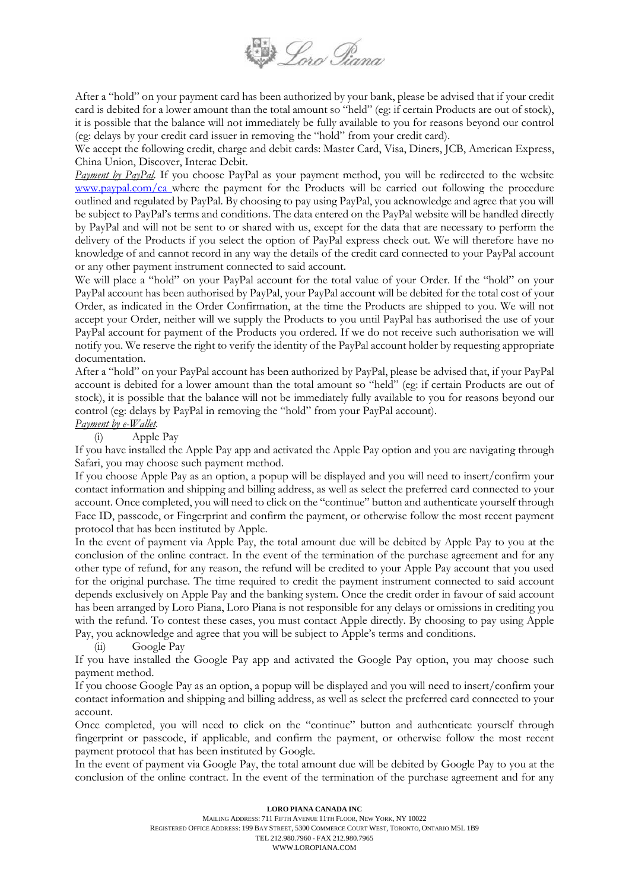After a "hold" on your payment card has been authorized by your bank, please be advised that if your credit card is debited for a lower amount than the total amount so "held" (eg: if certain Products are out of stock), it is possible that the balance will not immediately be fully available to you for reasons beyond our control (eg: delays by your credit card issuer in removing the "hold" from your credit card).

We accept the following credit, charge and debit cards: Master Card, Visa, Diners, JCB, American Express, China Union, Discover, Interac Debit.

*Payment by PayPal*. If you choose PayPal as your payment method, you will be redirected to the website [www.paypal.com/ca](www.paypal.com/ca) where the payment for the Products will be carried out following the procedure outlined and regulated by PayPal. By choosing to pay using PayPal, you acknowledge and agree that you will be subject to PayPal's terms and conditions. The data entered on the PayPal website will be handled directly by PayPal and will not be sent to or shared with us, except for the data that are necessary to perform the delivery of the Products if you select the option of PayPal express check out. We will therefore have no knowledge of and cannot record in any way the details of the credit card connected to your PayPal account or any other payment instrument connected to said account.

We will place a "hold" on your PayPal account for the total value of your Order. If the "hold" on your PayPal account has been authorised by PayPal, your PayPal account will be debited for the total cost of your Order, as indicated in the Order Confirmation, at the time the Products are shipped to you. We will not accept your Order, neither will we supply the Products to you until PayPal has authorised the use of your PayPal account for payment of the Products you ordered. If we do not receive such authorisation we will notify you. We reserve the right to verify the identity of the PayPal account holder by requesting appropriate documentation.

After a "hold" on your PayPal account has been authorized by PayPal, please be advised that, if your PayPal account is debited for a lower amount than the total amount so "held" (eg: if certain Products are out of stock), it is possible that the balance will not be immediately fully available to you for reasons beyond our control (eg: delays by PayPal in removing the "hold" from your PayPal account).

*Payment by e-Wallet*.

(i) Apple Pay

If you have installed the Apple Pay app and activated the Apple Pay option and you are navigating through Safari, you may choose such payment method.

If you choose Apple Pay as an option, a popup will be displayed and you will need to insert/confirm your contact information and shipping and billing address, as well as select the preferred card connected to your account. Once completed, you will need to click on the "continue" button and authenticate yourself through Face ID, passcode, or Fingerprint and confirm the payment, or otherwise follow the most recent payment protocol that has been instituted by Apple.

In the event of payment via Apple Pay, the total amount due will be debited by Apple Pay to you at the conclusion of the online contract. In the event of the termination of the purchase agreement and for any other type of refund, for any reason, the refund will be credited to your Apple Pay account that you used for the original purchase. The time required to credit the payment instrument connected to said account depends exclusively on Apple Pay and the banking system. Once the credit order in favour of said account has been arranged by Loro Piana, Loro Piana is not responsible for any delays or omissions in crediting you with the refund. To contest these cases, you must contact Apple directly. By choosing to pay using Apple Pay, you acknowledge and agree that you will be subject to Apple's terms and conditions.

(ii) Google Pay

If you have installed the Google Pay app and activated the Google Pay option, you may choose such payment method.

If you choose Google Pay as an option, a popup will be displayed and you will need to insert/confirm your contact information and shipping and billing address, as well as select the preferred card connected to your account.

Once completed, you will need to click on the "continue" button and authenticate yourself through fingerprint or passcode, if applicable, and confirm the payment, or otherwise follow the most recent payment protocol that has been instituted by Google.

In the event of payment via Google Pay, the total amount due will be debited by Google Pay to you at the conclusion of the online contract. In the event of the termination of the purchase agreement and for any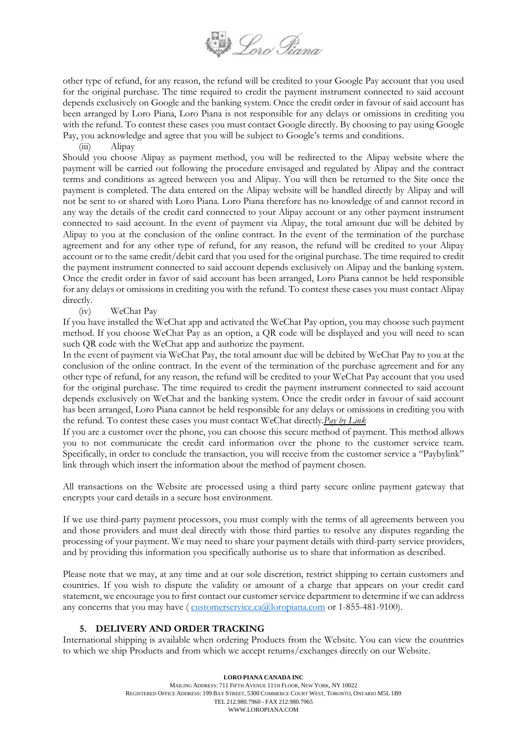other type of refund, for any reason, the refund will be credited to your Google Pay account that you used for the original purchase. The time required to credit the payment instrument connected to said account depends exclusively on Google and the banking system. Once the credit order in favour of said account has been arranged by Loro Piana, Loro Piana is not responsible for any delays or omissions in crediting you with the refund. To contest these cases you must contact Google directly. By choosing to pay using Google Pay, you acknowledge and agree that you will be subject to Google's terms and conditions.

(iii) Alipay

Should you choose Alipay as payment method, you will be redirected to the Alipay website where the payment will be carried out following the procedure envisaged and regulated by Alipay and the contract terms and conditions as agreed between you and Alipay. You will then be returned to the Site once the payment is completed. The data entered on the Alipay website will be handled directly by Alipay and will not be sent to or shared with Loro Piana. Loro Piana therefore has no knowledge of and cannot record in any way the details of the credit card connected to your Alipay account or any other payment instrument connected to said account. In the event of payment via Alipay, the total amount due will be debited by Alipay to you at the conclusion of the online contract. In the event of the termination of the purchase agreement and for any other type of refund, for any reason, the refund will be credited to your Alipay account or to the same credit/debit card that you used for the original purchase. The time required to credit the payment instrument connected to said account depends exclusively on Alipay and the banking system. Once the credit order in favor of said account has been arranged, Loro Piana cannot be held responsible for any delays or omissions in crediting you with the refund. To contest these cases you must contact Alipay directly.

(iv) WeChat Pay

If you have installed the WeChat app and activated the WeChat Pay option, you may choose such payment method. If you choose WeChat Pay as an option, a QR code will be displayed and you will need to scan such QR code with the WeChat app and authorize the payment.

In the event of payment via WeChat Pay, the total amount due will be debited by WeChat Pay to you at the conclusion of the online contract. In the event of the termination of the purchase agreement and for any other type of refund, for any reason, the refund will be credited to your WeChat Pay account that you used for the original purchase. The time required to credit the payment instrument connected to said account depends exclusively on WeChat and the banking system. Once the credit order in favour of said account has been arranged, Loro Piana cannot be held responsible for any delays or omissions in crediting you with the refund. To contest these cases you must contact WeChat directly.*Pay by Link*

If you are a customer over the phone, you can choose this secure method of payment. This method allows you to not communicate the credit card information over the phone to the customer service team. Specifically, in order to conclude the transaction, you will receive from the customer service a "Paybylink" link through which insert the information about the method of payment chosen.

All transactions on the Website are processed using a third party secure online payment gateway that encrypts your card details in a secure host environment.

If we use third-party payment processors, you must comply with the terms of all agreements between you and those providers and must deal directly with those third parties to resolve any disputes regarding the processing of your payment. We may need to share your payment details with third-party service providers, and by providing this information you specifically authorise us to share that information as described.

Please note that we may, at any time and at our sole discretion, restrict shipping to certain customers and countries. If you wish to dispute the validity or amount of a charge that appears on your credit card statement, we encourage you to first contact our customer service department to determine if we can address any concerns that you may have ( customerservice.ca@loropiana.com or 1-855-481-9100).

## 5. DELIVERY AND ORDER TRACKING

International shipping is available when ordering Products from the Website. You can view the countries to which we ship Products and from which we accept returns/exchanges directly on our Website.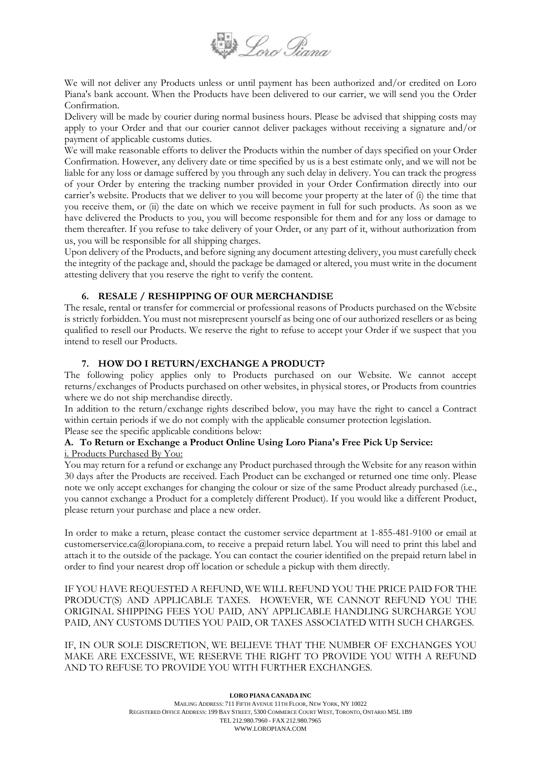We will not deliver any Products unless or until payment has been authorized and/or credited on Loro Piana's bank account. When the Products have been delivered to our carrier, we will send you the Order Confirmation.

Delivery will be made by courier during normal business hours. Please be advised that shipping costs may apply to your Order and that our courier cannot deliver packages without receiving a signature and/or payment of applicable customs duties.

We will make reasonable efforts to deliver the Products within the number of days specified on your Order Confirmation. However, any delivery date or time specified by us is a best estimate only, and we will not be liable for any loss or damage suffered by you through any such delay in delivery. You can track the progress of your Order by entering the tracking number provided in your Order Confirmation directly into our carrier's website. Products that we deliver to you will become your property at the later of (i) the time that you receive them, or (ii) the date on which we receive payment in full for such products. As soon as we have delivered the Products to you, you will become responsible for them and for any loss or damage to them thereafter. If you refuse to take delivery of your Order, or any part of it, without authorization from us, you will be responsible for all shipping charges.

Upon delivery of the Products, and before signing any document attesting delivery, you must carefully check the integrity of the package and, should the package be damaged or altered, you must write in the document attesting delivery that you reserve the right to verify the content.

## 6. RESALE / RESHIPPING OF OUR MERCHANDISE

The resale, rental or transfer for commercial or professional reasons of Products purchased on the Website is strictly forbidden. You must not misrepresent yourself as being one of our authorized resellers or as being qualified to resell our Products. We reserve the right to refuse to accept your Order if we suspect that you intend to resell our Products.

## 7. HOW DO I RETURN/EXCHANGE A PRODUCT?

The following policy applies only to Products purchased on our Website. We cannot accept returns/exchanges of Products purchased on other websites, in physical stores, or Products from countries where we do not ship merchandise directly.

In addition to the return/exchange rights described below, you may have the right to cancel a Contract within certain periods if we do not comply with the applicable consumer protection legislation.

Please see the specific applicable conditions below:

### A. To Return or Exchange a Product Online Using Loro Piana's Free Pick Up Service:

i. Products Purchased By You:

You may return for a refund or exchange any Product purchased through the Website for any reason within 30 days after the Products are received. Each Product can be exchanged or returned one time only. Please note we only accept exchanges for changing the colour or size of the same Product already purchased (i.e., you cannot exchange a Product for a completely different Product). If you would like a different Product, please return your purchase and place a new order.

In order to make a return, please contact the customer service department at 1-855-481-9100 or email at customerservice.ca@loropiana.com, to receive a prepaid return label. You will need to print this label and attach it to the outside of the package. You can contact the courier identified on the prepaid return label in order to find your nearest drop off location or schedule a pickup with them directly.

IF YOU HAVE REQUESTED A REFUND, WE WILL REFUND YOU THE PRICE PAID FOR THE PRODUCT(S) AND APPLICABLE TAXES. HOWEVER, WE CANNOT REFUND YOU THE ORIGINAL SHIPPING FEES YOU PAID, ANY APPLICABLE HANDLING SURCHARGE YOU PAID, ANY CUSTOMS DUTIES YOU PAID, OR TAXES ASSOCIATED WITH SUCH CHARGES.

IF, IN OUR SOLE DISCRETION, WE BELIEVE THAT THE NUMBER OF EXCHANGES YOU MAKE ARE EXCESSIVE, WE RESERVE THE RIGHT TO PROVIDE YOU WITH A REFUND AND TO REFUSE TO PROVIDE YOU WITH FURTHER EXCHANGES.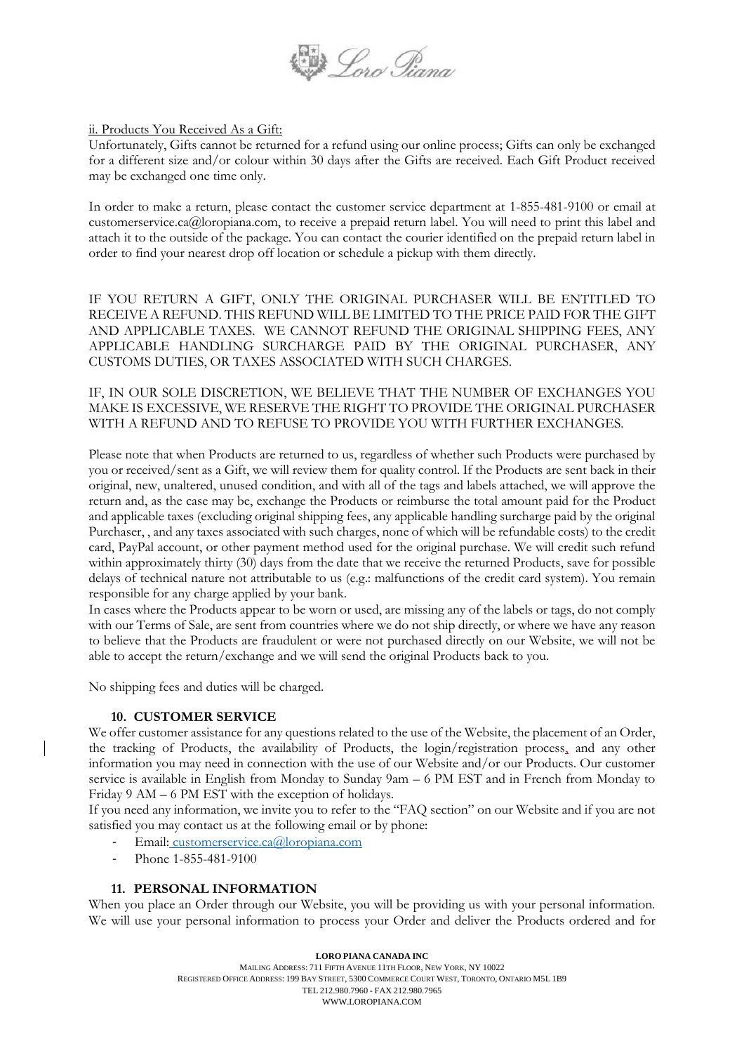ii. Products You Received As a Gift:

Unfortunately, Gifts cannot be returned for a refund using our online process; Gifts can only be exchanged for a different size and/or colour within 30 days after the Gifts are received. Each Gift Product received may be exchanged one time only.

In order to make a return, please contact the customer service department at 1-855-481-9100 or email at customerservice.ca@loropiana.com, to receive a prepaid return label. You will need to print this label and attach it to the outside of the package. You can contact the courier identified on the prepaid return label in order to find your nearest drop off location or schedule a pickup with them directly.

IF YOU RETURN A GIFT, ONLY THE ORIGINAL PURCHASER WILL BE ENTITLED TO RECEIVE A REFUND. THIS REFUND WILL BE LIMITED TO THE PRICE PAID FOR THE GIFT AND APPLICABLE TAXES. WE CANNOT REFUND THE ORIGINAL SHIPPING FEES, ANY APPLICABLE HANDLING SURCHARGE PAID BY THE ORIGINAL PURCHASER, ANY CUSTOMS DUTIES, OR TAXES ASSOCIATED WITH SUCH CHARGES.

IF, IN OUR SOLE DISCRETION, WE BELIEVE THAT THE NUMBER OF EXCHANGES YOU MAKE IS EXCESSIVE, WE RESERVE THE RIGHT TO PROVIDE THE ORIGINAL PURCHASER WITH A REFUND AND TO REFUSE TO PROVIDE YOU WITH FURTHER EXCHANGES.

Please note that when Products are returned to us, regardless of whether such Products were purchased by you or received/sent as a Gift, we will review them for quality control. If the Products are sent back in their original, new, unaltered, unused condition, and with all of the tags and labels attached, we will approve the return and, as the case may be, exchange the Products or reimburse the total amount paid for the Product and applicable taxes (excluding original shipping fees, any applicable handling surcharge paid by the original Purchaser, , and any taxes associated with such charges, none of which will be refundable costs) to the credit card, PayPal account, or other payment method used for the original purchase. We will credit such refund within approximately thirty (30) days from the date that we receive the returned Products, save for possible delays of technical nature not attributable to us (e.g.: malfunctions of the credit card system). You remain responsible for any charge applied by your bank.

In cases where the Products appear to be worn or used, are missing any of the labels or tags, do not comply with our Terms of Sale, are sent from countries where we do not ship directly, or where we have any reason to believe that the Products are fraudulent or were not purchased directly on our Website, we will not be able to accept the return/exchange and we will send the original Products back to you.

No shipping fees and duties will be charged.

## 10. CUSTOMER SERVICE

We offer customer assistance for any questions related to the use of the Website, the placement of an Order, the tracking of Products, the availability of Products, the login/registration process, and any other information you may need in connection with the use of our Website and/or our Products. Our customer service is available in English from Monday to Sunday 9am – 6 PM EST and in French from Monday to Friday 9 AM – 6 PM EST with the exception of holidays.

If you need any information, we invite you to refer to the "FAQ section" on our Website and if you are not satisfied you may contact us at the following email or by phone:

- Email: customerservice.ca@loropiana.com
- Phone 1-855-481-9100

## 11. PERSONAL INFORMATION

When you place an Order through our Website, you will be providing us with your personal information. We will use your personal information to process your Order and deliver the Products ordered and for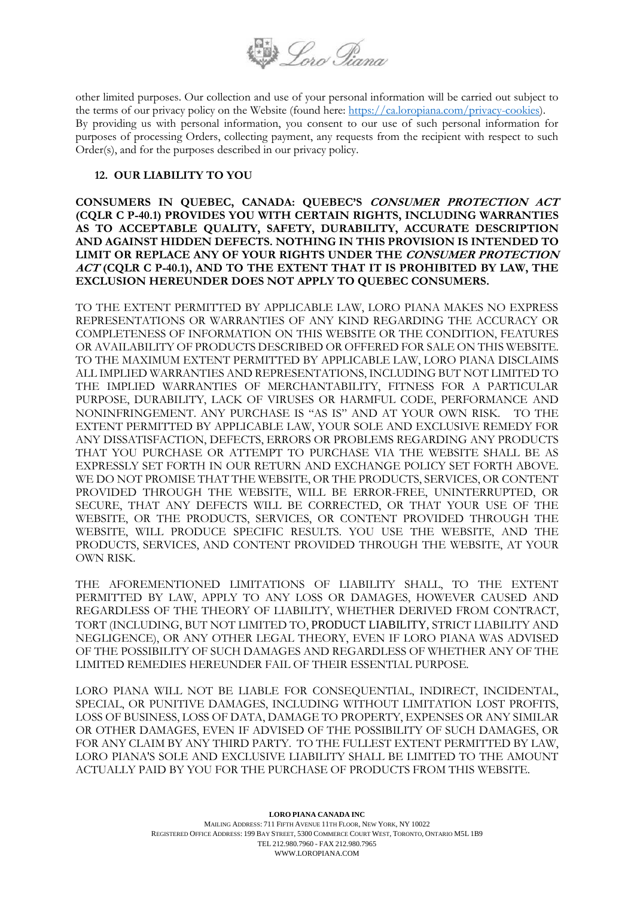other limited purposes. Our collection and use of your personal information will be carried out subject to the terms of our privacy policy on the Website (found here: [https://ca.loropiana.com/privacy-cookies](https://ca.loropiana.com/privacy-cookies)). By providing us with personal information, you consent to our use of such personal information for purposes of processing Orders, collecting payment, any requests from the recipient with respect to such Order(s), and for the purposes described in our privacy policy.

## 12. OUR LIABILITY TO YOU

**CONSUMERS IN QUEBEC, CANADA: QUEBEC'S *CONSUMER PROTECTION ACT* (CQLR C P-40.1) PROVIDES YOU WITH CERTAIN RIGHTS, INCLUDING WARRANTIES AS TO ACCEPTABLE QUALITY, SAFETY, DURABILITY, ACCURATE DESCRIPTION AND AGAINST HIDDEN DEFECTS. NOTHING IN THIS PROVISION IS INTENDED TO LIMIT OR REPLACE ANY OF YOUR RIGHTS UNDER THE *CONSUMER PROTECTION ACT* (CQLR C P-40.1), AND TO THE EXTENT THAT IT IS PROHIBITED BY LAW, THE EXCLUSION HEREUNDER DOES NOT APPLY TO QUEBEC CONSUMERS.**

TO THE EXTENT PERMITTED BY APPLICABLE LAW, LORO PIANA MAKES NO EXPRESS REPRESENTATIONS OR WARRANTIES OF ANY KIND REGARDING THE ACCURACY OR COMPLETENESS OF INFORMATION ON THIS WEBSITE OR THE CONDITION, FEATURES OR AVAILABILITY OF PRODUCTS DESCRIBED OR OFFERED FOR SALE ON THIS WEBSITE. TO THE MAXIMUM EXTENT PERMITTED BY APPLICABLE LAW, LORO PIANA DISCLAIMS ALL IMPLIED WARRANTIES AND REPRESENTATIONS, INCLUDING BUT NOT LIMITED TO THE IMPLIED WARRANTIES OF MERCHANTABILITY, FITNESS FOR A PARTICULAR PURPOSE, DURABILITY, LACK OF VIRUSES OR HARMFUL CODE, PERFORMANCE AND NONINFRINGEMENT. ANY PURCHASE IS "AS IS" AND AT YOUR OWN RISK. TO THE EXTENT PERMITTED BY APPLICABLE LAW, YOUR SOLE AND EXCLUSIVE REMEDY FOR ANY DISSATISFACTION, DEFECTS, ERRORS OR PROBLEMS REGARDING ANY PRODUCTS THAT YOU PURCHASE OR ATTEMPT TO PURCHASE VIA THE WEBSITE SHALL BE AS EXPRESSLY SET FORTH IN OUR RETURN AND EXCHANGE POLICY SET FORTH ABOVE. WE DO NOT PROMISE THAT THE WEBSITE, OR THE PRODUCTS, SERVICES, OR CONTENT PROVIDED THROUGH THE WEBSITE, WILL BE ERROR-FREE, UNINTERRUPTED, OR SECURE, THAT ANY DEFECTS WILL BE CORRECTED, OR THAT YOUR USE OF THE WEBSITE, OR THE PRODUCTS, SERVICES, OR CONTENT PROVIDED THROUGH THE WEBSITE, WILL PRODUCE SPECIFIC RESULTS. YOU USE THE WEBSITE, AND THE PRODUCTS, SERVICES, AND CONTENT PROVIDED THROUGH THE WEBSITE, AT YOUR OWN RISK.

THE AFOREMENTIONED LIMITATIONS OF LIABILITY SHALL, TO THE EXTENT PERMITTED BY LAW, APPLY TO ANY LOSS OR DAMAGES, HOWEVER CAUSED AND REGARDLESS OF THE THEORY OF LIABILITY, WHETHER DERIVED FROM CONTRACT, TORT (INCLUDING, BUT NOT LIMITED TO, PRODUCT LIABILITY, STRICT LIABILITY AND NEGLIGENCE), OR ANY OTHER LEGAL THEORY, EVEN IF LORO PIANA WAS ADVISED OF THE POSSIBILITY OF SUCH DAMAGES AND REGARDLESS OF WHETHER ANY OF THE LIMITED REMEDIES HEREUNDER FAIL OF THEIR ESSENTIAL PURPOSE.

LORO PIANA WILL NOT BE LIABLE FOR CONSEQUENTIAL, INDIRECT, INCIDENTAL, SPECIAL, OR PUNITIVE DAMAGES, INCLUDING WITHOUT LIMITATION LOST PROFITS, LOSS OF BUSINESS, LOSS OF DATA, DAMAGE TO PROPERTY, EXPENSES OR ANY SIMILAR OR OTHER DAMAGES, EVEN IF ADVISED OF THE POSSIBILITY OF SUCH DAMAGES, OR FOR ANY CLAIM BY ANY THIRD PARTY. TO THE FULLEST EXTENT PERMITTED BY LAW, LORO PIANA'S SOLE AND EXCLUSIVE LIABILITY SHALL BE LIMITED TO THE AMOUNT ACTUALLY PAID BY YOU FOR THE PURCHASE OF PRODUCTS FROM THIS WEBSITE.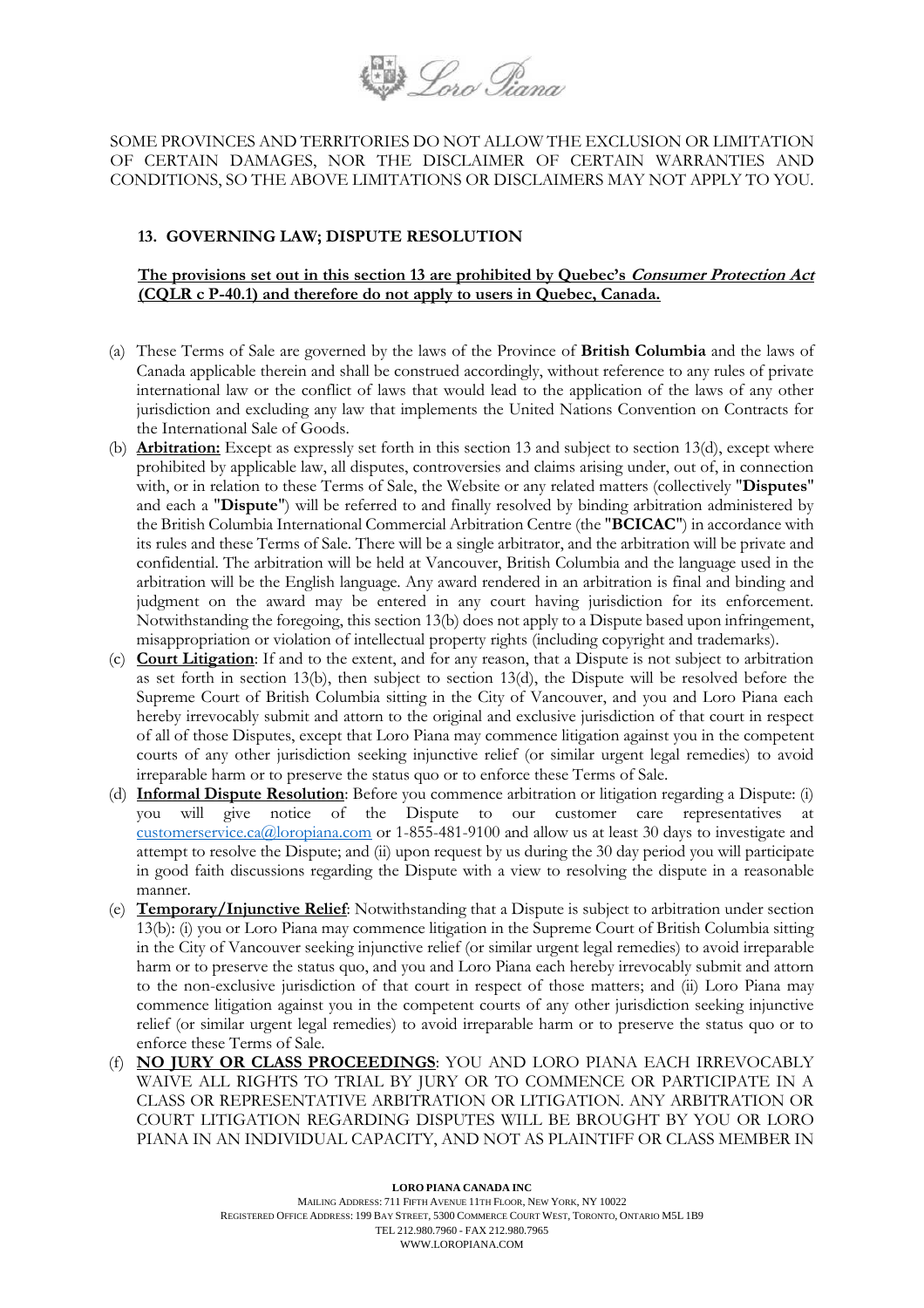SOME PROVINCES AND TERRITORIES DO NOT ALLOW THE EXCLUSION OR LIMITATION OF CERTAIN DAMAGES, NOR THE DISCLAIMER OF CERTAIN WARRANTIES AND CONDITIONS, SO THE ABOVE LIMITATIONS OR DISCLAIMERS MAY NOT APPLY TO YOU.

### 13. GOVERNING LAW; DISPUTE RESOLUTION

**The provisions set out in this section 13 are prohibited by Quebec's *Consumer Protection Act* (CQLR c P-40.1) and therefore do not apply to users in Quebec, Canada.**

(a) These Terms of Sale are governed by the laws of the Province of **British Columbia** and the laws of Canada applicable therein and shall be construed accordingly, without reference to any rules of private international law or the conflict of laws that would lead to the application of the laws of any other jurisdiction and excluding any law that implements the United Nations Convention on Contracts for the International Sale of Goods.

(b) **Arbitration:** Except as expressly set forth in this section 13 and subject to section 13(d), except where prohibited by applicable law, all disputes, controversies and claims arising under, out of, in connection with, or in relation to these Terms of Sale, the Website or any related matters (collectively "**Disputes**" and each a "**Dispute**") will be referred to and finally resolved by binding arbitration administered by the British Columbia International Commercial Arbitration Centre (the "**BCICAC**") in accordance with its rules and these Terms of Sale. There will be a single arbitrator, and the arbitration will be private and confidential. The arbitration will be held at Vancouver, British Columbia and the language used in the arbitration will be the English language. Any award rendered in an arbitration is final and binding and judgment on the award may be entered in any court having jurisdiction for its enforcement. Notwithstanding the foregoing, this section 13(b) does not apply to a Dispute based upon infringement, misappropriation or violation of intellectual property rights (including copyright and trademarks).

(c) **Court Litigation**: If and to the extent, and for any reason, that a Dispute is not subject to arbitration as set forth in section 13(b), then subject to section 13(d), the Dispute will be resolved before the Supreme Court of British Columbia sitting in the City of Vancouver, and you and Loro Piana each hereby irrevocably submit and attorn to the original and exclusive jurisdiction of that court in respect of all of those Disputes, except that Loro Piana may commence litigation against you in the competent courts of any other jurisdiction seeking injunctive relief (or similar urgent legal remedies) to avoid irreparable harm or to preserve the status quo or to enforce these Terms of Sale.

(d) **Informal Dispute Resolution**: Before you commence arbitration or litigation regarding a Dispute: (i) you will give notice of the Dispute to our customer care representatives at customerservice.ca@loropiana.com or 1-855-481-9100 and allow us at least 30 days to investigate and attempt to resolve the Dispute; and (ii) upon request by us during the 30 day period you will participate in good faith discussions regarding the Dispute with a view to resolving the dispute in a reasonable manner.

(e) **Temporary/Injunctive Relief**: Notwithstanding that a Dispute is subject to arbitration under section 13(b): (i) you or Loro Piana may commence litigation in the Supreme Court of British Columbia sitting in the City of Vancouver seeking injunctive relief (or similar urgent legal remedies) to avoid irreparable harm or to preserve the status quo, and you and Loro Piana each hereby irrevocably submit and attorn to the non-exclusive jurisdiction of that court in respect of those matters; and (ii) Loro Piana may commence litigation against you in the competent courts of any other jurisdiction seeking injunctive relief (or similar urgent legal remedies) to avoid irreparable harm or to preserve the status quo or to enforce these Terms of Sale.

(f) **NO JURY OR CLASS PROCEEDINGS**: YOU AND LORO PIANA EACH IRREVOCABLY WAIVE ALL RIGHTS TO TRIAL BY JURY OR TO COMMENCE OR PARTICIPATE IN A CLASS OR REPRESENTATIVE ARBITRATION OR LITIGATION. ANY ARBITRATION OR COURT LITIGATION REGARDING DISPUTES WILL BE BROUGHT BY YOU OR LORO PIANA IN AN INDIVIDUAL CAPACITY, AND NOT AS PLAINTIFF OR CLASS MEMBER IN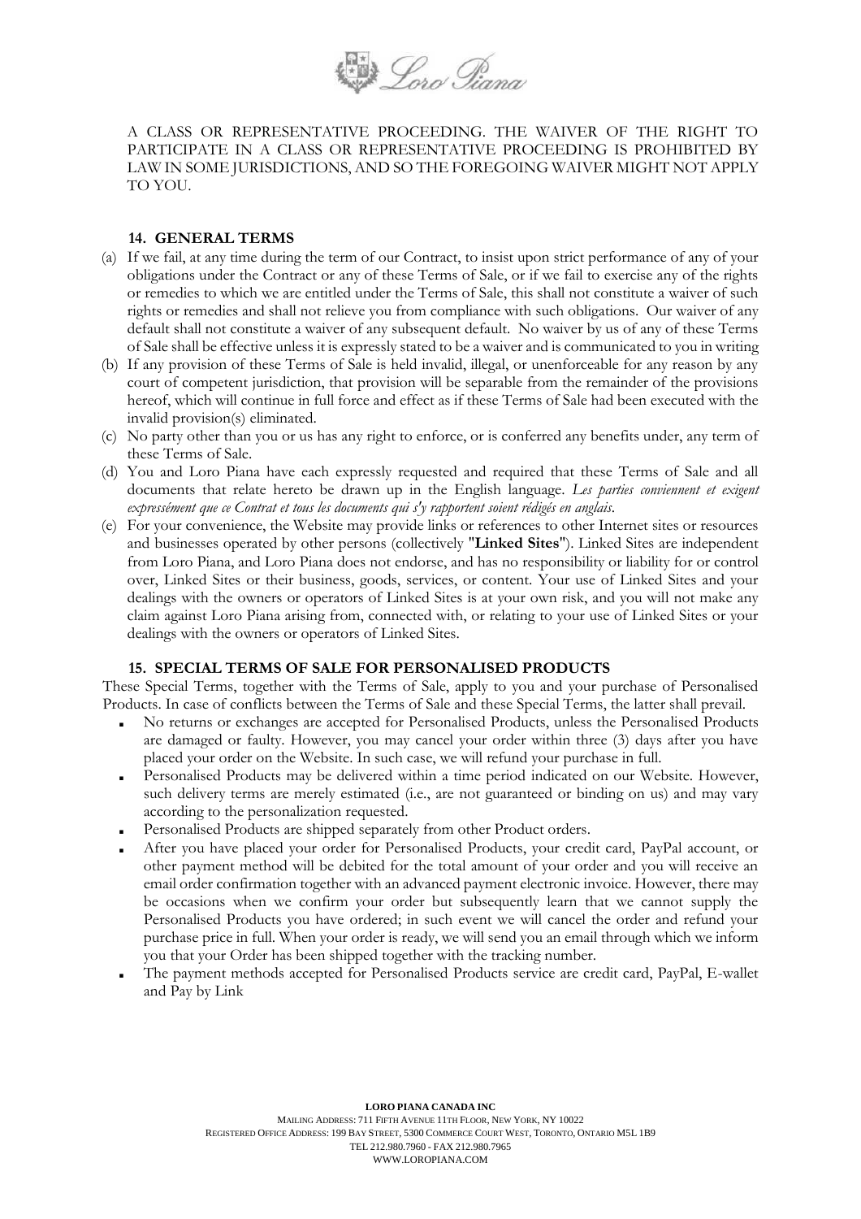A CLASS OR REPRESENTATIVE PROCEEDING. THE WAIVER OF THE RIGHT TO PARTICIPATE IN A CLASS OR REPRESENTATIVE PROCEEDING IS PROHIBITED BY LAW IN SOME JURISDICTIONS, AND SO THE FOREGOING WAIVER MIGHT NOT APPLY TO YOU.

## 14. GENERAL TERMS

(a) If we fail, at any time during the term of our Contract, to insist upon strict performance of any of your obligations under the Contract or any of these Terms of Sale, or if we fail to exercise any of the rights or remedies to which we are entitled under the Terms of Sale, this shall not constitute a waiver of such rights or remedies and shall not relieve you from compliance with such obligations. Our waiver of any default shall not constitute a waiver of any subsequent default. No waiver by us of any of these Terms of Sale shall be effective unless it is expressly stated to be a waiver and is communicated to you in writing

(b) If any provision of these Terms of Sale is held invalid, illegal, or unenforceable for any reason by any court of competent jurisdiction, that provision will be separable from the remainder of the provisions hereof, which will continue in full force and effect as if these Terms of Sale had been executed with the invalid provision(s) eliminated.

(c) No party other than you or us has any right to enforce, or is conferred any benefits under, any term of these Terms of Sale.

(d) You and Loro Piana have each expressly requested and required that these Terms of Sale and all documents that relate hereto be drawn up in the English language. *Les parties conviennent et exigent expressément que ce Contrat et tous les documents qui s'y rapportent soient rédigés en anglais.*

(e) For your convenience, the Website may provide links or references to other Internet sites or resources and businesses operated by other persons (collectively "**Linked Sites**"). Linked Sites are independent from Loro Piana, and Loro Piana does not endorse, and has no responsibility or liability for or control over, Linked Sites or their business, goods, services, or content. Your use of Linked Sites and your dealings with the owners or operators of Linked Sites is at your own risk, and you will not make any claim against Loro Piana arising from, connected with, or relating to your use of Linked Sites or your dealings with the owners or operators of Linked Sites.

## 15. SPECIAL TERMS OF SALE FOR PERSONALISED PRODUCTS

These Special Terms, together with the Terms of Sale, apply to you and your purchase of Personalised Products. In case of conflicts between the Terms of Sale and these Special Terms, the latter shall prevail.

- No returns or exchanges are accepted for Personalised Products, unless the Personalised Products are damaged or faulty. However, you may cancel your order within three (3) days after you have placed your order on the Website. In such case, we will refund your purchase in full.
- Personalised Products may be delivered within a time period indicated on our Website. However, such delivery terms are merely estimated (i.e., are not guaranteed or binding on us) and may vary according to the personalization requested.
- Personalised Products are shipped separately from other Product orders.
- After you have placed your order for Personalised Products, your credit card, PayPal account, or other payment method will be debited for the total amount of your order and you will receive an email order confirmation together with an advanced payment electronic invoice. However, there may be occasions when we confirm your order but subsequently learn that we cannot supply the Personalised Products you have ordered; in such event we will cancel the order and refund your purchase price in full. When your order is ready, we will send you an email through which we inform you that your Order has been shipped together with the tracking number.
- The payment methods accepted for Personalised Products service are credit card, PayPal, E-wallet and Pay by Link